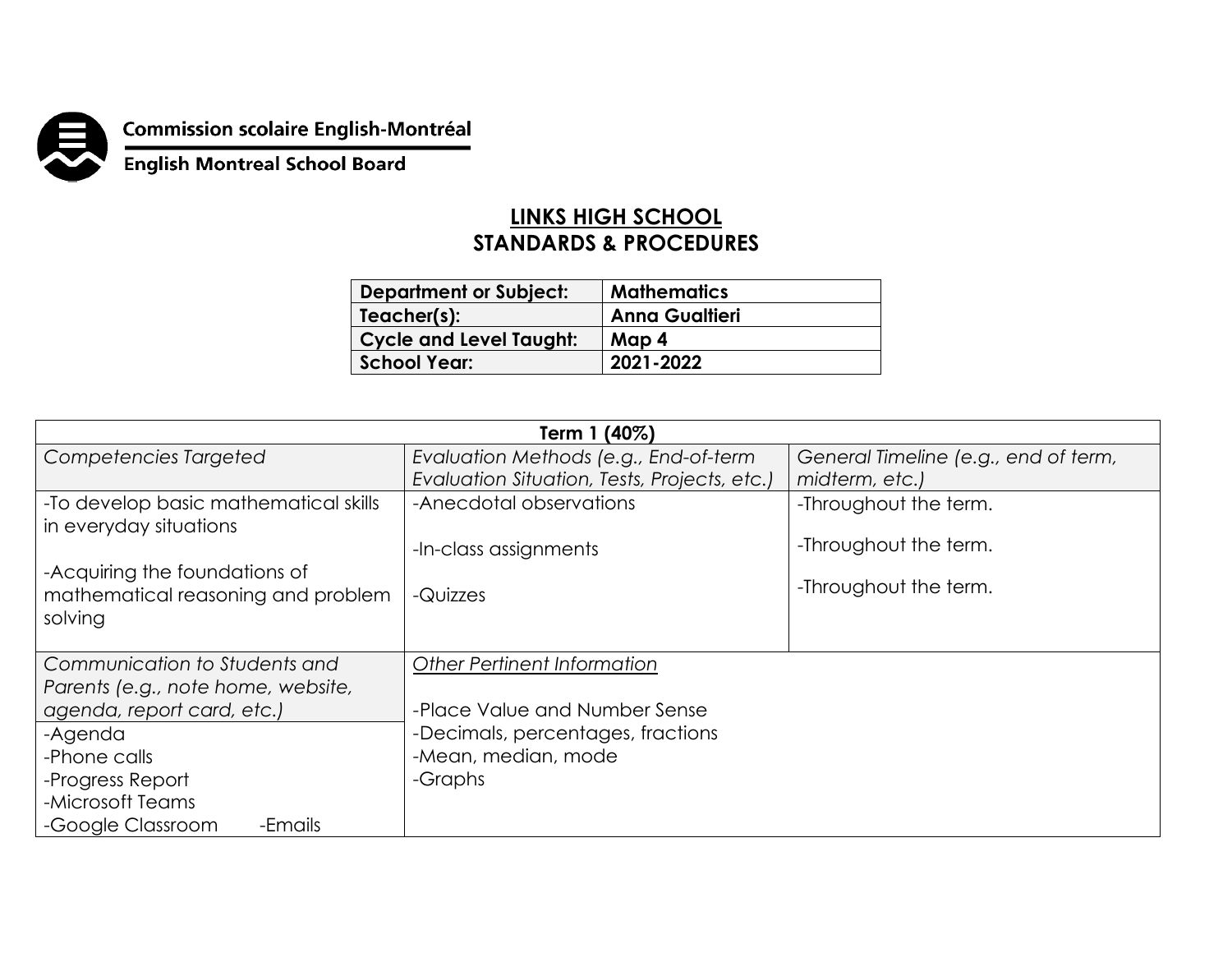Commission scolaire English-Montréal

English Montreal School Board

# LINKS HIGH SCHOOL
## STANDARDS & PROCEDURES

| Department or Subject: | Mathematics |
|---|---|
| Teacher(s): | Anna Gualtieri |
| Cycle and Level Taught: | Map 4 |
| School Year: | 2021-2022 |

| Term 1 (40%) | | |
|---|---|---|
| *Competencies Targeted* | *Evaluation Methods (e.g., End-of-term Evaluation Situation, Tests, Projects, etc.)* | *General Timeline (e.g., end of term, midterm, etc.)* |
| -To develop basic mathematical skills in everyday situations<br><br>-Acquiring the foundations of mathematical reasoning and problem solving | -Anecdotal observations<br><br>-In-class assignments<br><br>-Quizzes | -Throughout the term.<br><br>-Throughout the term.<br><br>-Throughout the term. |
| *Communication to Students and Parents (e.g., note home, website, agenda, report card, etc.)* | *Other Pertinent Information*<br><br>-Place Value and Number Sense<br>-Decimals, percentages, fractions<br>-Mean, median, mode<br>-Graphs | |
| -Agenda<br>-Phone calls<br>-Progress Report<br>-Microsoft Teams<br>-Google Classroom -Emails | | |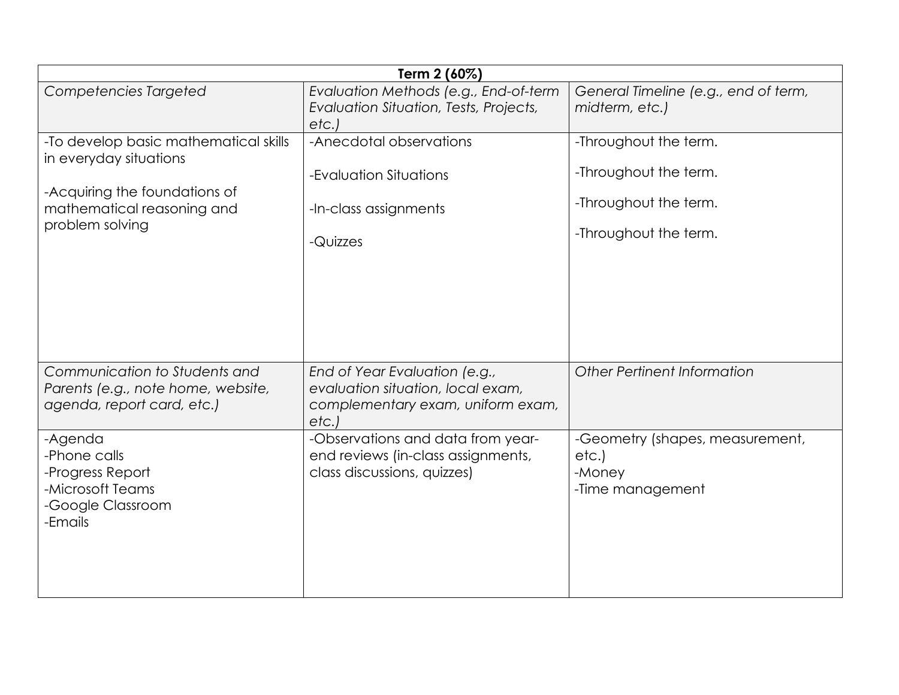| Term 2 (60%) | | |
|---|---|---|
| *Competencies Targeted* | *Evaluation Methods (e.g., End-of-term Evaluation Situation, Tests, Projects, etc.)* | *General Timeline (e.g., end of term, midterm, etc.)* |
| -To develop basic mathematical skills in everyday situations<br><br>-Acquiring the foundations of mathematical reasoning and problem solving | -Anecdotal observations<br><br>-Evaluation Situations<br><br>-In-class assignments<br><br>-Quizzes | -Throughout the term.<br><br>-Throughout the term.<br><br>-Throughout the term.<br><br>-Throughout the term. |
| *Communication to Students and Parents (e.g., note home, website, agenda, report card, etc.)* | *End of Year Evaluation (e.g., evaluation situation, local exam, complementary exam, uniform exam, etc.)* | *Other Pertinent Information* |
| -Agenda<br>-Phone calls<br>-Progress Report<br>-Microsoft Teams<br>-Google Classroom<br>-Emails | -Observations and data from year-end reviews (in-class assignments, class discussions, quizzes) | -Geometry (shapes, measurement, etc.)<br>-Money<br>-Time management |